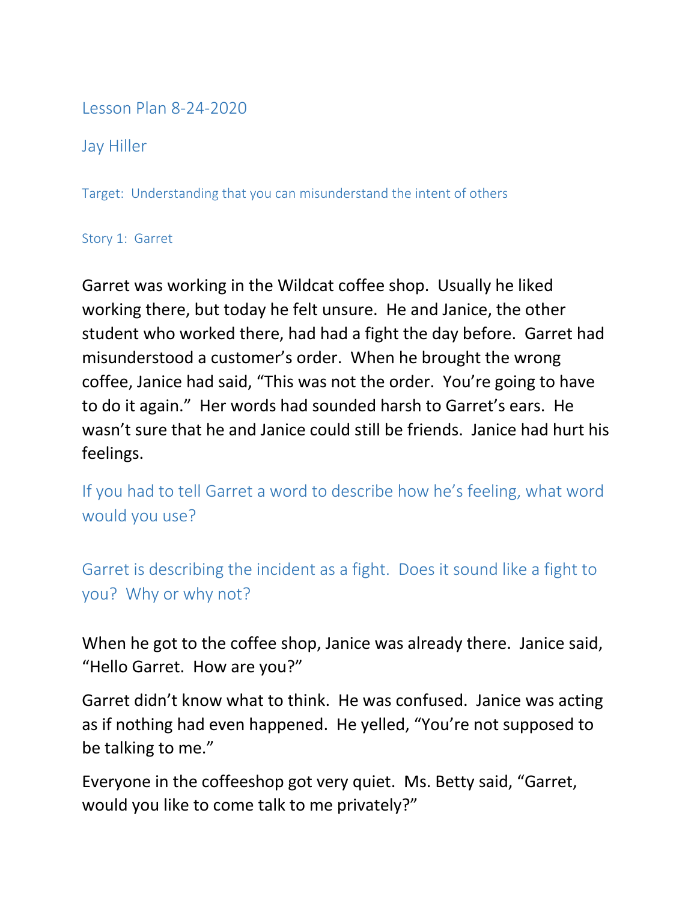# Lesson Plan 8-24-2020

## Jay Hiller

Target: Understanding that you can misunderstand the intent of others

### Story 1: Garret

Garret was working in the Wildcat coffee shop. Usually he liked working there, but today he felt unsure. He and Janice, the other student who worked there, had had a fight the day before. Garret had misunderstood a customer's order. When he brought the wrong coffee, Janice had said, "This was not the order. You're going to have to do it again." Her words had sounded harsh to Garret's ears. He wasn't sure that he and Janice could still be friends. Janice had hurt his feelings.

If you had to tell Garret a word to describe how he's feeling, what word would you use?

Garret is describing the incident as a fight. Does it sound like a fight to you? Why or why not?

When he got to the coffee shop, Janice was already there. Janice said, "Hello Garret. How are you?"

Garret didn't know what to think. He was confused. Janice was acting as if nothing had even happened. He yelled, "You're not supposed to be talking to me."

Everyone in the coffeeshop got very quiet. Ms. Betty said, "Garret, would you like to come talk to me privately?"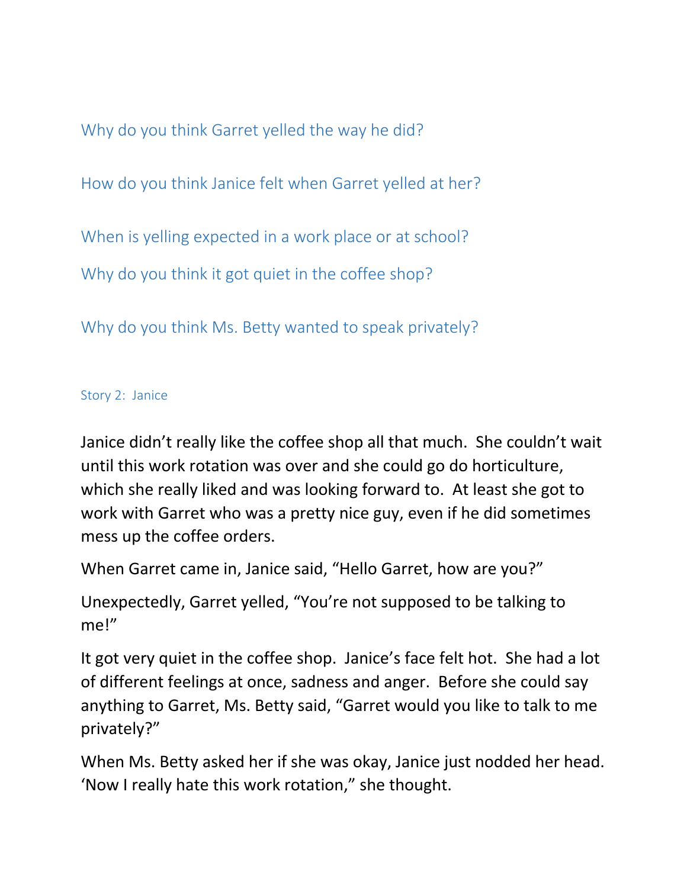Why do you think Garret yelled the way he did?

How do you think Janice felt when Garret yelled at her?

When is yelling expected in a work place or at school?

Why do you think it got quiet in the coffee shop?

Why do you think Ms. Betty wanted to speak privately?

### Story 2: Janice

Janice didn't really like the coffee shop all that much. She couldn't wait until this work rotation was over and she could go do horticulture, which she really liked and was looking forward to. At least she got to work with Garret who was a pretty nice guy, even if he did sometimes mess up the coffee orders.

When Garret came in, Janice said, "Hello Garret, how are you?"

Unexpectedly, Garret yelled, "You're not supposed to be talking to me!"

It got very quiet in the coffee shop. Janice's face felt hot. She had a lot of different feelings at once, sadness and anger. Before she could say anything to Garret, Ms. Betty said, "Garret would you like to talk to me privately?"

When Ms. Betty asked her if she was okay, Janice just nodded her head. 'Now I really hate this work rotation," she thought.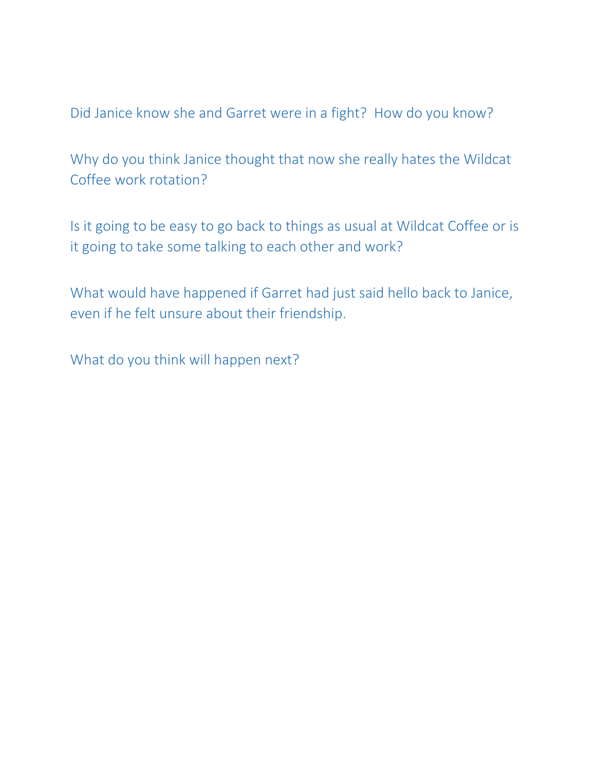Did Janice know she and Garret were in a fight? How do you know?

Why do you think Janice thought that now she really hates the Wildcat Coffee work rotation?

Is it going to be easy to go back to things as usual at Wildcat Coffee or is it going to take some talking to each other and work?

What would have happened if Garret had just said hello back to Janice, even if he felt unsure about their friendship.

What do you think will happen next?